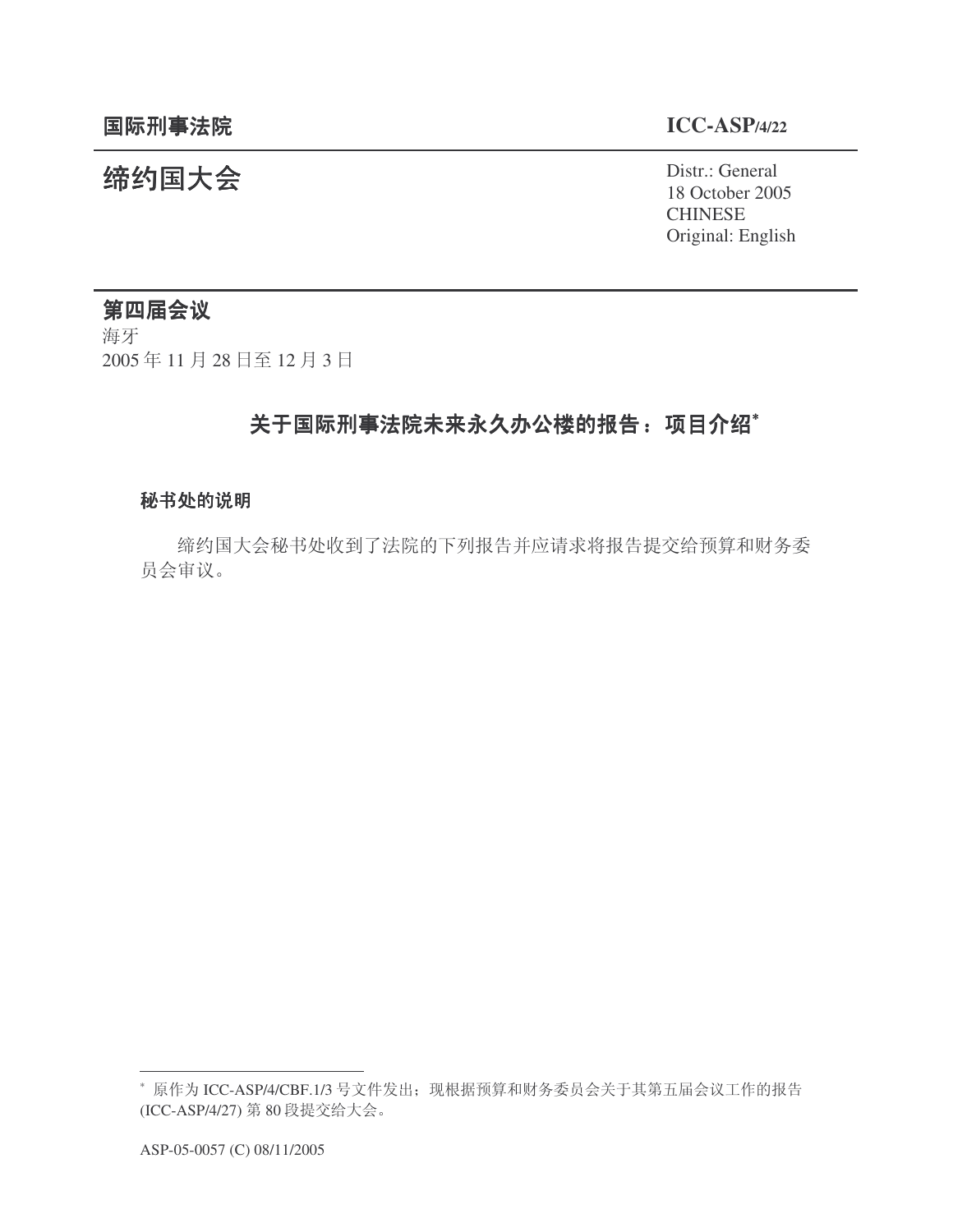**国际刑事法院** **ICC-ASP/4/22**

# 缔约国大会

Distr.: General
18 October 2005
CHINESE
Original: English

## 第四届会议

海牙
2005 年 11 月 28 日至 12 月 3 日

# 关于国际刑事法院未来永久办公楼的报告：项目介绍*

### 秘书处的说明

缔约国大会秘书处收到了法院的下列报告并应请求将报告提交给预算和财务委员会审议。

---

\* 原作为 ICC-ASP/4/CBF.1/3 号文件发出；现根据预算和财务委员会关于其第五届会议工作的报告 (ICC-ASP/4/27) 第 80 段提交给大会。

ASP-05-0057 (C) 08/11/2005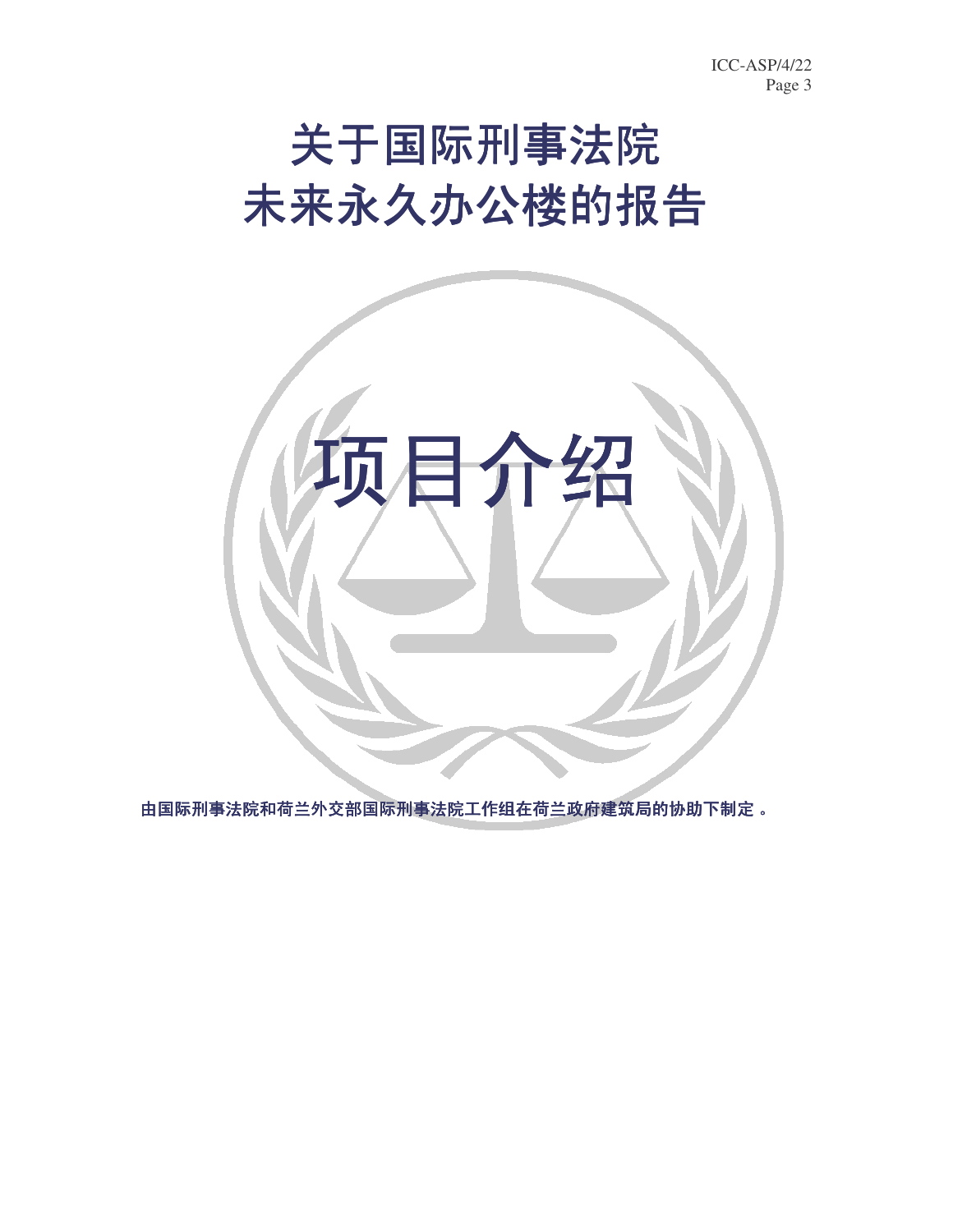# 关于国际刑事法院未来永久办公楼的报告

# 项目介绍

**由国际刑事法院和荷兰外交部国际刑事法院工作组在荷兰政府建筑局的协助下制定 。**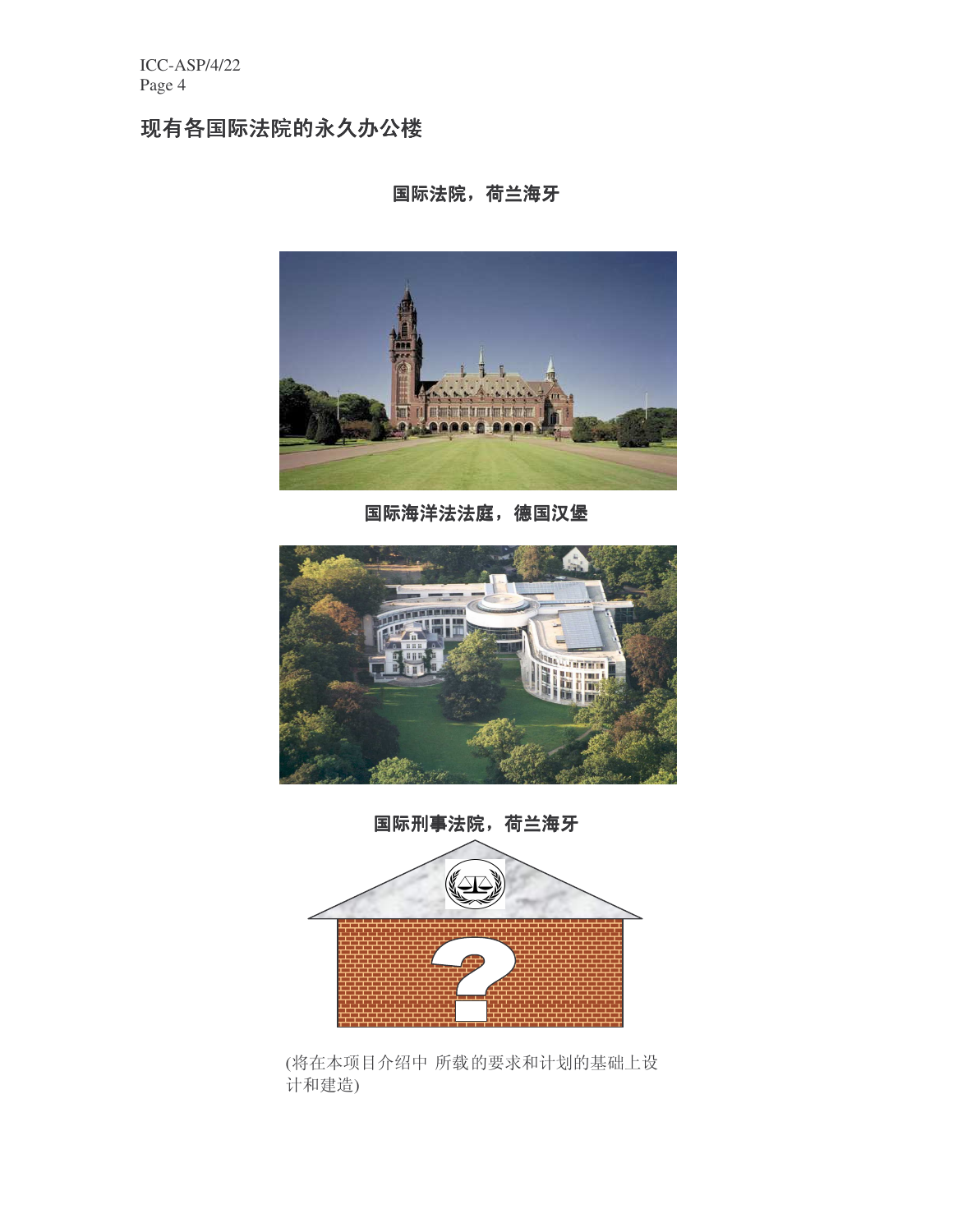## 现有各国际法院的永久办公楼

**国际法院，荷兰海牙**

**国际海洋法法庭，德国汉堡**

**国际刑事法院，荷兰海牙**

(将在本项目介绍中 所载的要求和计划的基础上设计和建造)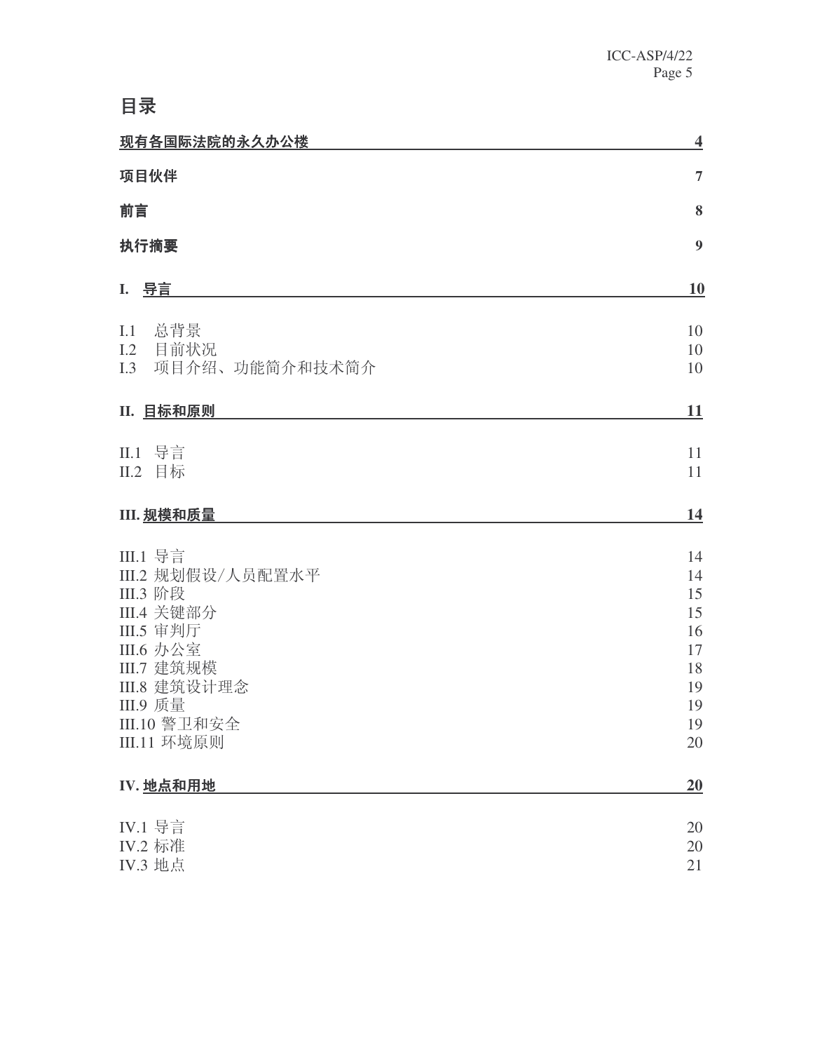# 目录

| | |
|---|---|
| **现有各国际法院的永久办公楼** | **4** |
| **项目伙伴** | **7** |
| **前言** | **8** |
| **执行摘要** | **9** |
| **I. 导言** | **10** |
| I.1 总背景 | 10 |
| I.2 目前状况 | 10 |
| I.3 项目介绍、功能简介和技术简介 | 10 |
| **II. 目标和原则** | **11** |
| II.1 导言 | 11 |
| II.2 目标 | 11 |
| **III. 规模和质量** | **14** |
| III.1 导言 | 14 |
| III.2 规划假设/人员配置水平 | 14 |
| III.3 阶段 | 15 |
| III.4 关键部分 | 15 |
| III.5 审判厅 | 16 |
| III.6 办公室 | 17 |
| III.7 建筑规模 | 18 |
| III.8 建筑设计理念 | 19 |
| III.9 质量 | 19 |
| III.10 警卫和安全 | 19 |
| III.11 环境原则 | 20 |
| **IV. 地点和用地** | **20** |
| IV.1 导言 | 20 |
| IV.2 标准 | 20 |
| IV.3 地点 | 21 |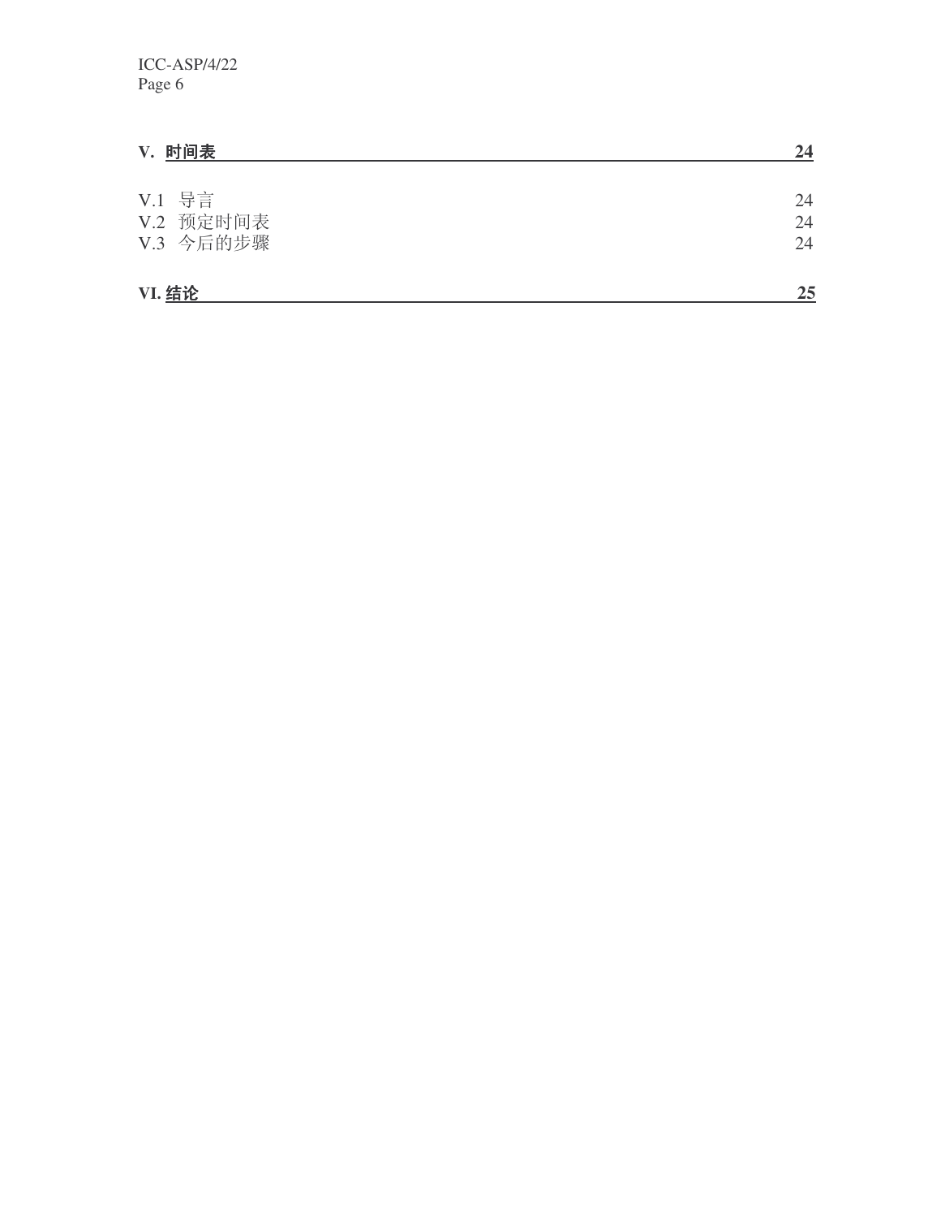| | |
|---|---|
| **V. 时间表** | **24** |
| V.1 导言 | 24 |
| V.2 预定时间表 | 24 |
| V.3 今后的步骤 | 24 |
| **VI. 结论** | **25** |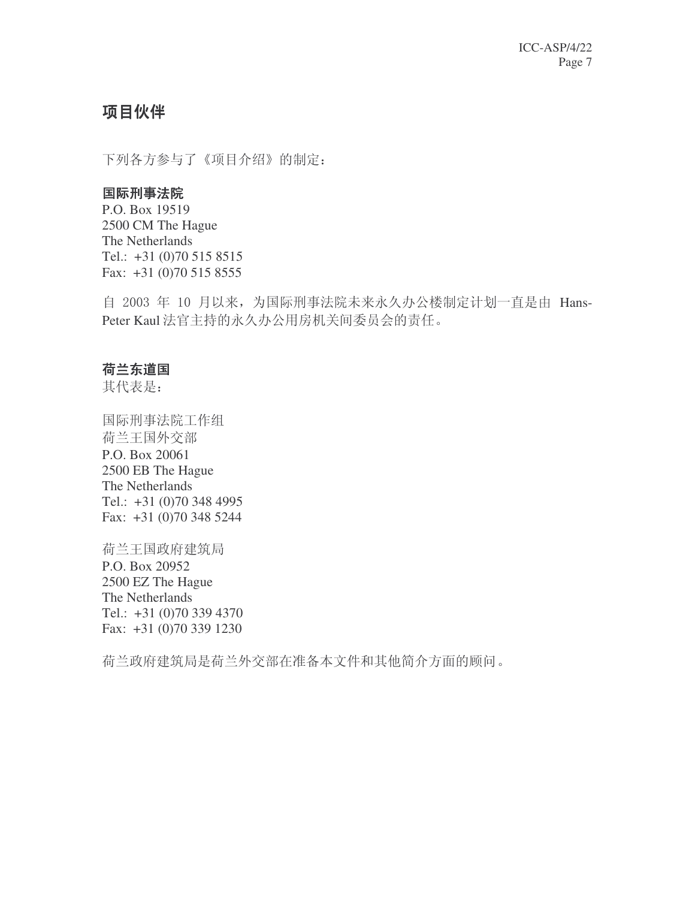## 项目伙伴

下列各方参与了《项目介绍》的制定：

**国际刑事法院**
P.O. Box 19519
2500 CM The Hague
The Netherlands
Tel.: +31 (0)70 515 8515
Fax: +31 (0)70 515 8555

自 2003 年 10 月以来，为国际刑事法院未来永久办公楼制定计划一直是由 Hans-Peter Kaul 法官主持的永久办公用房机关间委员会的责任。

**荷兰东道国**
其代表是：

国际刑事法院工作组
荷兰王国外交部
P.O. Box 20061
2500 EB The Hague
The Netherlands
Tel.: +31 (0)70 348 4995
Fax: +31 (0)70 348 5244

荷兰王国政府建筑局
P.O. Box 20952
2500 EZ The Hague
The Netherlands
Tel.: +31 (0)70 339 4370
Fax: +31 (0)70 339 1230

荷兰政府建筑局是荷兰外交部在准备本文件和其他简介方面的顾问。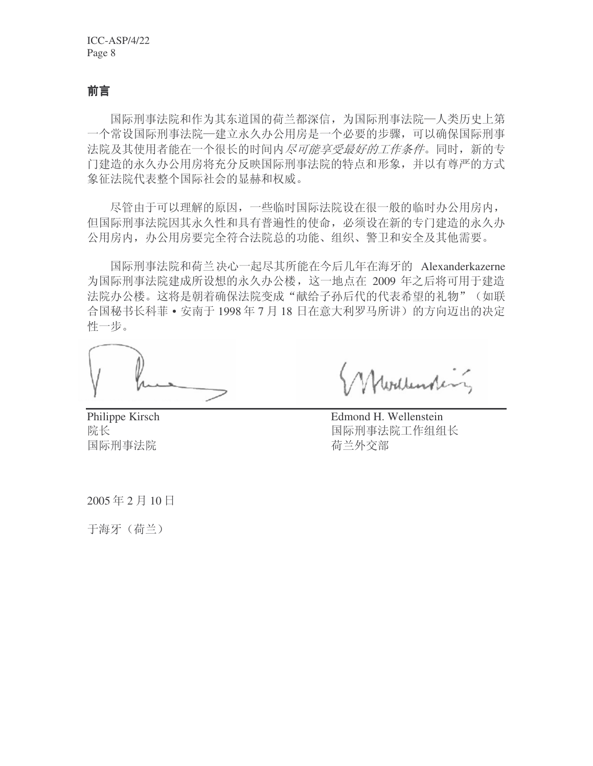## 前言

国际刑事法院和作为其东道国的荷兰都深信，为国际刑事法院—人类历史上第一个常设国际刑事法院—建立永久办公用房是一个必要的步骤，可以确保国际刑事法院及其使用者能在一个很长的时间内*尽可能享受最好的工作条件*。同时，新的专门建造的永久办公用房将充分反映国际刑事法院的特点和形象，并以有尊严的方式象征法院代表整个国际社会的显赫和权威。

尽管由于可以理解的原因，一些临时国际法院设在很一般的临时办公用房内，但国际刑事法院因其永久性和具有普遍性的使命，必须设在新的专门建造的永久办公用房内，办公用房要完全符合法院总的功能、组织、警卫和安全及其他需要。

国际刑事法院和荷兰决心一起尽其所能在今后几年在海牙的 Alexanderkazerne 为国际刑事法院建成所设想的永久办公楼，这一地点在 2009 年之后将可用于建造法院办公楼。这将是朝着确保法院变成"献给子孙后代的代表希望的礼物"（如联合国秘书长科菲 • 安南于 1998 年 7 月 18 日在意大利罗马所讲）的方向迈出的决定性一步。

| Philippe Kirsch | Edmond H. Wellenstein |
| --- | --- |
| 院长 | 国际刑事法院工作组组长 |
| 国际刑事法院 | 荷兰外交部 |

2005 年 2 月 10 日

于海牙（荷兰）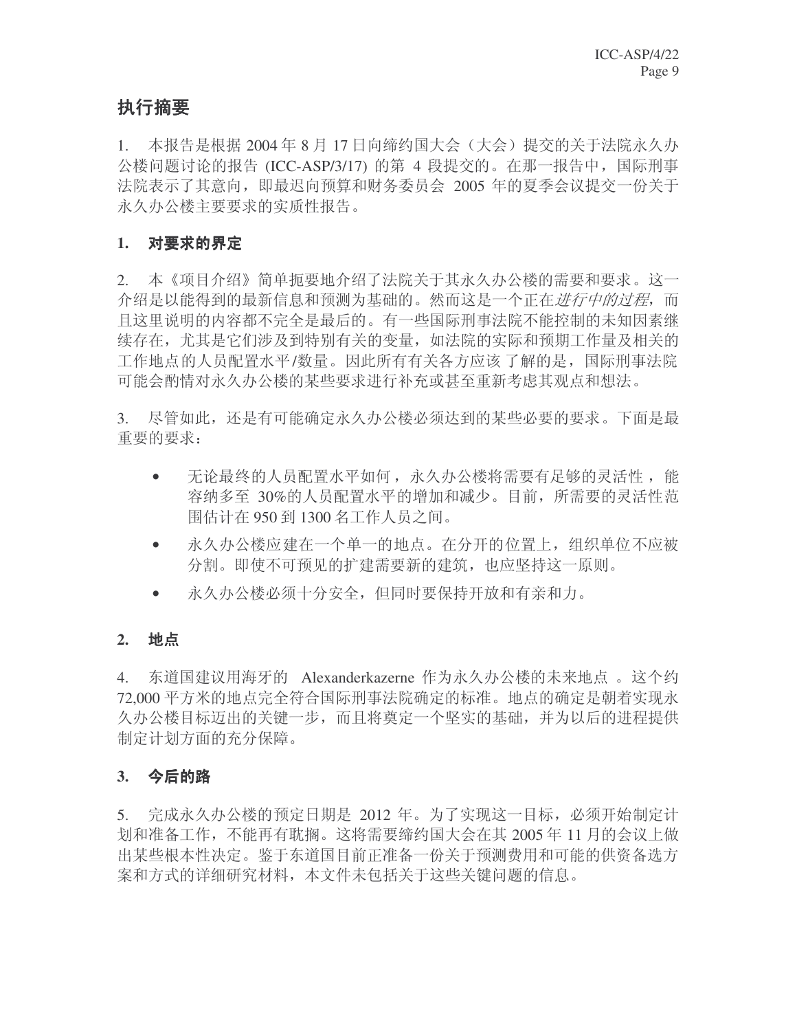## 执行摘要

1. 本报告是根据 2004 年 8 月 17 日向缔约国大会（大会）提交的关于法院永久办公楼问题讨论的报告 (ICC-ASP/3/17) 的第 4 段提交的。在那一报告中，国际刑事法院表示了其意向，即最迟向预算和财务委员会 2005 年的夏季会议提交一份关于永久办公楼主要要求的实质性报告。

### 1. 对要求的界定

2. 本《项目介绍》简单扼要地介绍了法院关于其永久办公楼的需要和要求。这一介绍是以能得到的最新信息和预测为基础的。然而这是一个正在*进行中的过程*，而且这里说明的内容都不完全是最后的。有一些国际刑事法院不能控制的未知因素继续存在，尤其是它们涉及到特别有关的变量，如法院的实际和预期工作量及相关的工作地点的人员配置水平/数量。因此所有有关各方应该了解的是，国际刑事法院可能会酌情对永久办公楼的某些要求进行补充或甚至重新考虑其观点和想法。

3. 尽管如此，还是有可能确定永久办公楼必须达到的某些必要的要求。下面是最重要的要求：

- 无论最终的人员配置水平如何，永久办公楼将需要有足够的灵活性，能容纳多至 30%的人员配置水平的增加和减少。目前，所需要的灵活性范围估计在 950 到 1300 名工作人员之间。
- 永久办公楼应建在一个单一的地点。在分开的位置上，组织单位不应被分割。即使不可预见的扩建需要新的建筑，也应坚持这一原则。
- 永久办公楼必须十分安全，但同时要保持开放和有亲和力。

### 2. 地点

4. 东道国建议用海牙的 Alexanderkazerne 作为永久办公楼的未来地点。这个约 72,000 平方米的地点完全符合国际刑事法院确定的标准。地点的确定是朝着实现永久办公楼目标迈出的关键一步，而且将奠定一个坚实的基础，并为以后的进程提供制定计划方面的充分保障。

### 3. 今后的路

5. 完成永久办公楼的预定日期是 2012 年。为了实现这一目标，必须开始制定计划和准备工作，不能再有耽搁。这将需要缔约国大会在其 2005 年 11 月的会议上做出某些根本性决定。鉴于东道国目前正准备一份关于预测费用和可能的供资备选方案和方式的详细研究材料，本文件未包括关于这些关键问题的信息。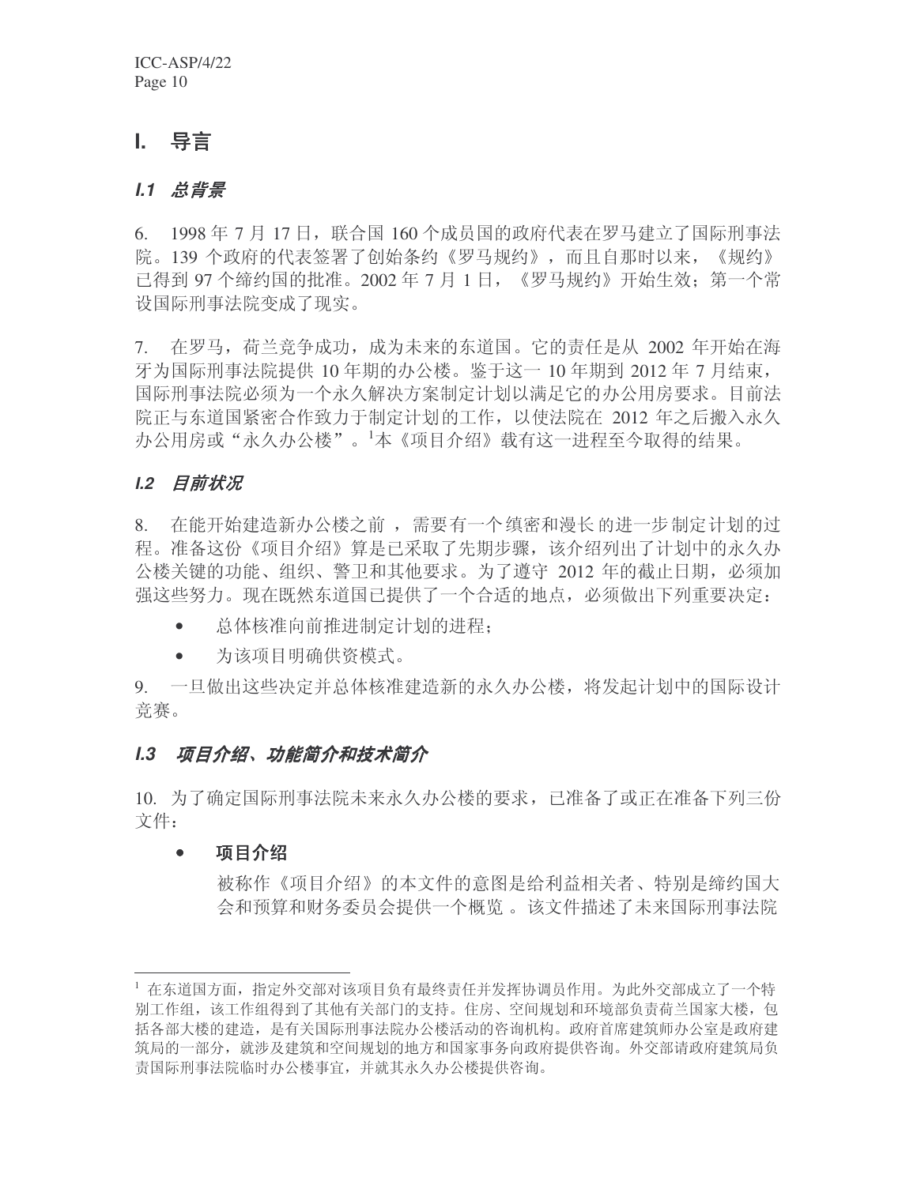# I. 导言

## *I.1 总背景*

6. 1998 年 7 月 17 日，联合国 160 个成员国的政府代表在罗马建立了国际刑事法院。139 个政府的代表签署了创始条约《罗马规约》，而且自那时以来，《规约》已得到 97 个缔约国的批准。2002 年 7 月 1 日，《罗马规约》开始生效；第一个常设国际刑事法院变成了现实。

7. 在罗马，荷兰竞争成功，成为未来的东道国。它的责任是从 2002 年开始在海牙为国际刑事法院提供 10 年期的办公楼。鉴于这一 10 年期到 2012 年 7 月结束，国际刑事法院必须为一个永久解决方案制定计划以满足它的办公用房要求。目前法院正与东道国紧密合作致力于制定计划的工作，以使法院在 2012 年之后搬入永久办公用房或"永久办公楼"。[1]本《项目介绍》载有这一进程至今取得的结果。

## *I.2 目前状况*

8. 在能开始建造新办公楼之前，需要有一个缜密和漫长的进一步制定计划的过程。准备这份《项目介绍》算是已采取了先期步骤，该介绍列出了计划中的永久办公楼关键的功能、组织、警卫和其他要求。为了遵守 2012 年的截止日期，必须加强这些努力。现在既然东道国已提供了一个合适的地点，必须做出下列重要决定：

- 总体核准向前推进制定计划的进程；
- 为该项目明确供资模式。

9. 一旦做出这些决定并总体核准建造新的永久办公楼，将发起计划中的国际设计竞赛。

## *I.3 项目介绍、功能简介和技术简介*

10. 为了确定国际刑事法院未来永久办公楼的要求，已准备了或正在准备下列三份文件：

- **项目介绍**

  被称作《项目介绍》的本文件的意图是给利益相关者、特别是缔约国大会和预算和财务委员会提供一个概览。该文件描述了未来国际刑事法院

---

[1] 在东道国方面，指定外交部对该项目负有最终责任并发挥协调员作用。为此外交部成立了一个特别工作组，该工作组得到了其他有关部门的支持。住房、空间规划和环境部负责荷兰国家大楼，包括各部大楼的建造，是有关国际刑事法院办公楼活动的咨询机构。政府首席建筑师办公室是政府建筑局的一部分，就涉及建筑和空间规划的地方和国家事务向政府提供咨询。外交部请政府建筑局负责国际刑事法院临时办公楼事宜，并就其永久办公楼提供咨询。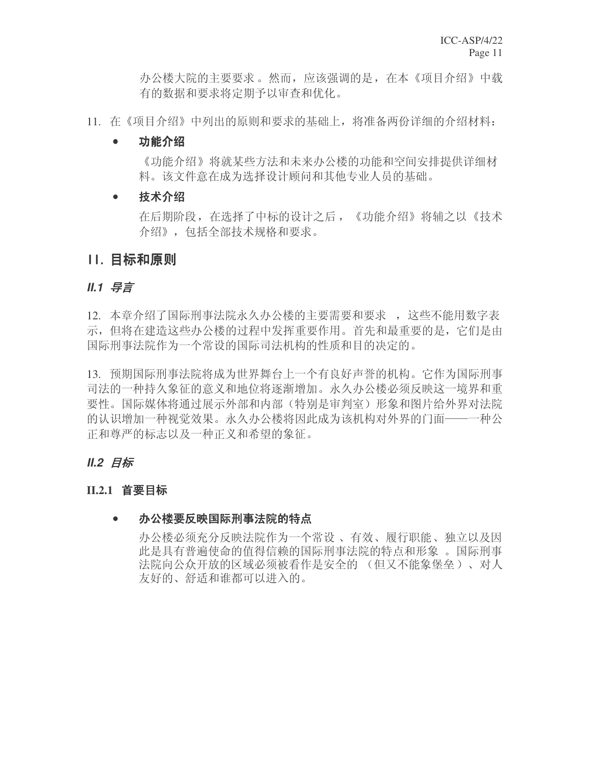办公楼大院的主要要求 。然而，应该强调的是，在本《项目介绍》中载有的数据和要求将定期予以审查和优化。

11. 在《项目介绍》中列出的原则和要求的基础上，将准备两份详细的介绍材料：

- **功能介绍**

  《功能介绍》将就某些方法和未来办公楼的功能和空间安排提供详细材料。该文件意在成为选择设计顾问和其他专业人员的基础。

- **技术介绍**

  在后期阶段，在选择了中标的设计之后，《功能介绍》将辅之以《技术介绍》，包括全部技术规格和要求。

## II. 目标和原则

### *II.1 导言*

12. 本章介绍了国际刑事法院永久办公楼的主要需要和要求 ，这些不能用数字表示，但将在建造这些办公楼的过程中发挥重要作用。首先和最重要的是，它们是由国际刑事法院作为一个常设的国际司法机构的性质和目的决定的。

13. 预期国际刑事法院将成为世界舞台上一个有良好声誉的机构。它作为国际刑事司法的一种持久象征的意义和地位将逐渐增加。永久办公楼必须反映这一境界和重要性。国际媒体将通过展示外部和内部（特别是审判室）形象和图片给外界对法院的认识增加一种视觉效果。永久办公楼将因此成为该机构对外界的门面——一种公正和尊严的标志以及一种正义和希望的象征。

### *II.2 目标*

#### II.2.1 首要目标

- **办公楼要反映国际刑事法院的特点**

  办公楼必须充分反映法院作为一个常设 、有效、履行职能、独立以及因此是具有普遍使命的值得信赖的国际刑事法院的特点和形象 。国际刑事法院向公众开放的区域必须被看作是安全的 （但又不能象堡垒 ）、对人友好的、舒适和谁都可以进入的。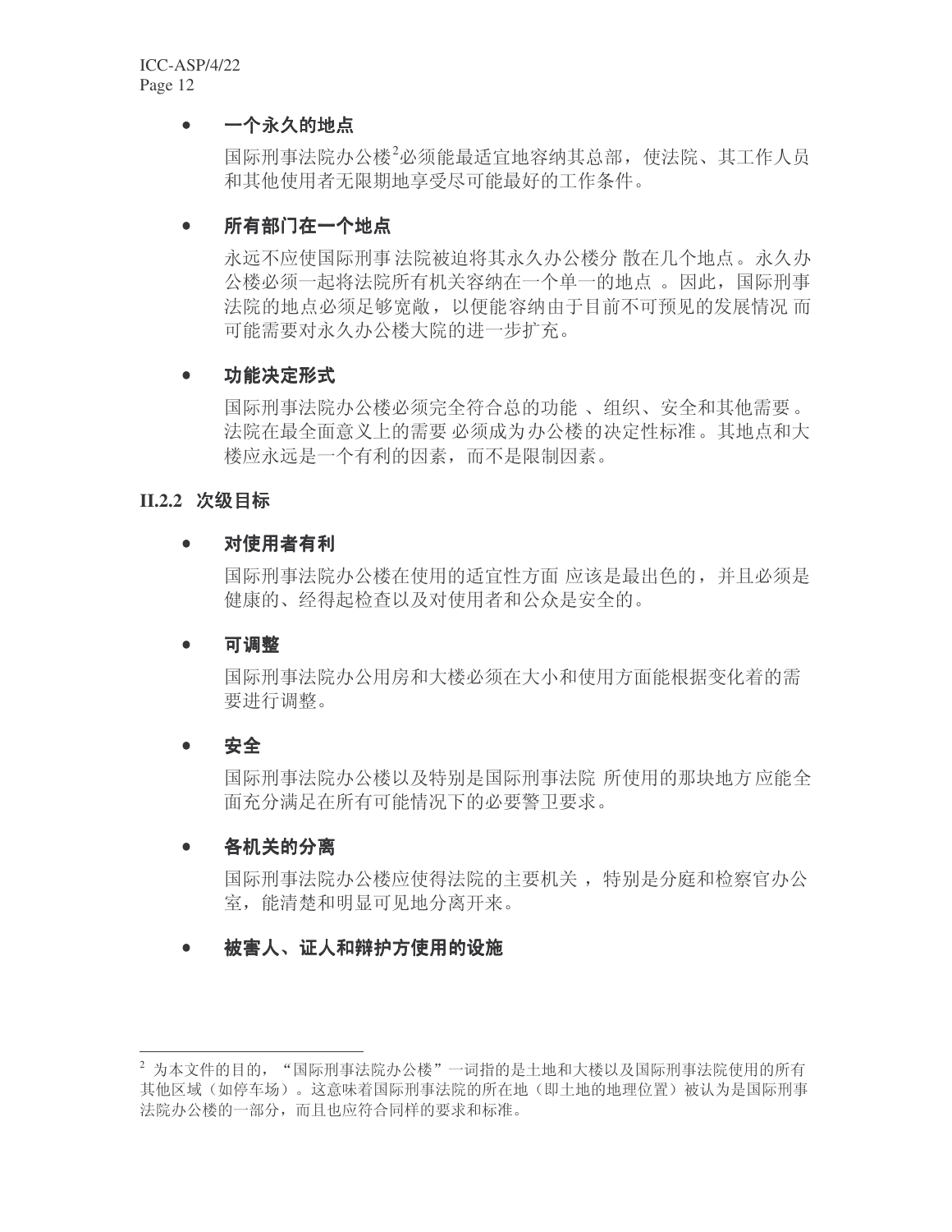- **一个永久的地点**

  国际刑事法院办公楼[2]必须能最适宜地容纳其总部，使法院、其工作人员和其他使用者无限期地享受尽可能最好的工作条件。

- **所有部门在一个地点**

  永远不应使国际刑事法院被迫将其永久办公楼分散在几个地点。永久办公楼必须一起将法院所有机关容纳在一个单一的地点。因此，国际刑事法院的地点必须足够宽敞，以便能容纳由于目前不可预见的发展情况而可能需要对永久办公楼大院的进一步扩充。

- **功能决定形式**

  国际刑事法院办公楼必须完全符合总的功能、组织、安全和其他需要。法院在最全面意义上的需要必须成为办公楼的决定性标准。其地点和大楼应永远是一个有利的因素，而不是限制因素。

### II.2.2 次级目标

- **对使用者有利**

  国际刑事法院办公楼在使用的适宜性方面应该是最出色的，并且必须是健康的、经得起检查以及对使用者和公众是安全的。

- **可调整**

  国际刑事法院办公用房和大楼必须在大小和使用方面能根据变化着的需要进行调整。

- **安全**

  国际刑事法院办公楼以及特别是国际刑事法院所使用的那块地方应能全面充分满足在所有可能情况下的必要警卫要求。

- **各机关的分离**

  国际刑事法院办公楼应使得法院的主要机关，特别是分庭和检察官办公室，能清楚和明显可见地分离开来。

- **被害人、证人和辩护方使用的设施**

---

[2] 为本文件的目的，"国际刑事法院办公楼"一词指的是土地和大楼以及国际刑事法院使用的所有其他区域（如停车场）。这意味着国际刑事法院的所在地（即土地的地理位置）被认为是国际刑事法院办公楼的一部分，而且也应符合同样的要求和标准。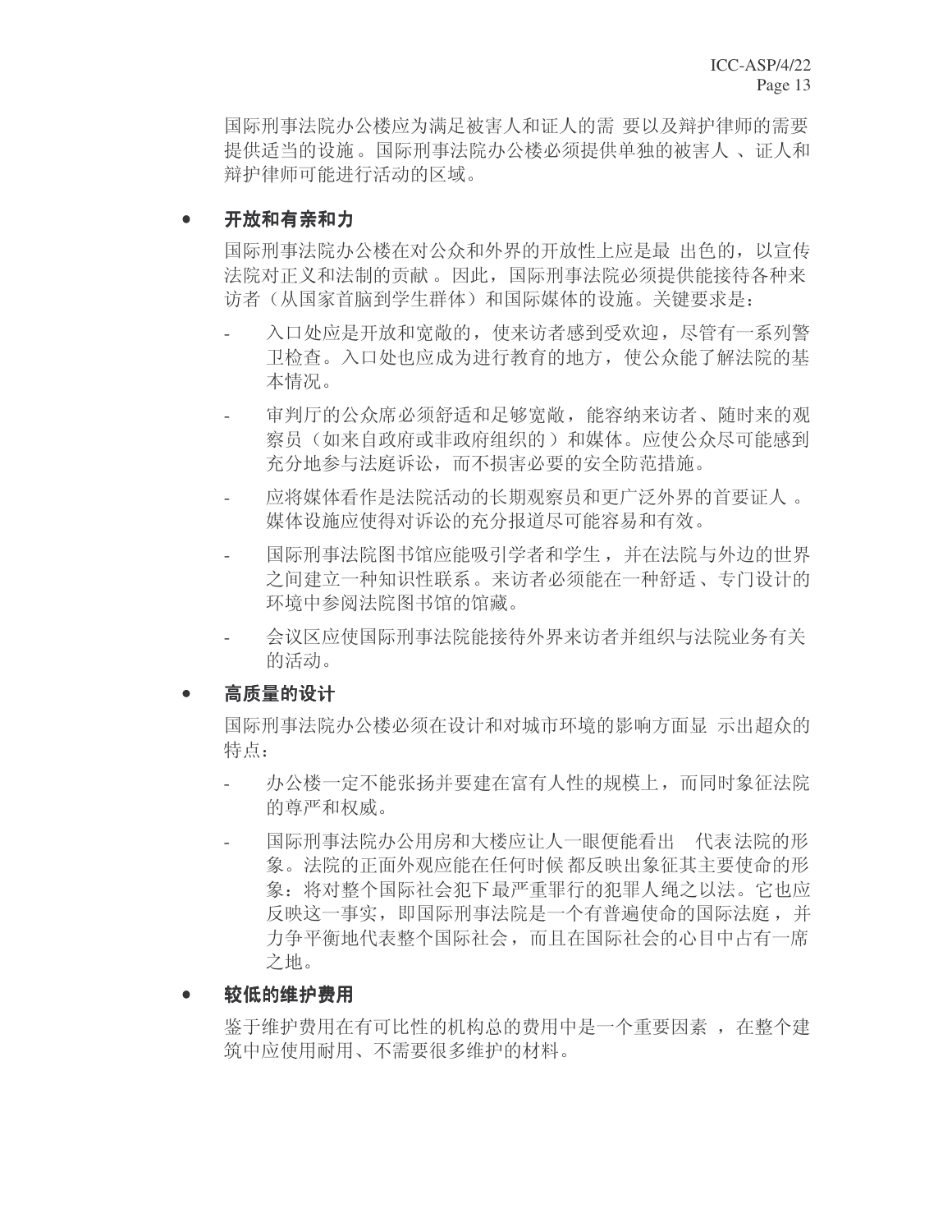国际刑事法院办公楼应为满足被害人和证人的需 要以及辩护律师的需要提供适当的设施。国际刑事法院办公楼必须提供单独的被害人 、证人和辩护律师可能进行活动的区域。

- **开放和有亲和力**

  国际刑事法院办公楼在对公众和外界的开放性上应是最 出色的，以宣传法院对正义和法制的贡献 。因此，国际刑事法院必须提供能接待各种来访者（从国家首脑到学生群体）和国际媒体的设施。关键要求是：

  - 入口处应是开放和宽敞的，使来访者感到受欢迎，尽管有一系列警卫检查。入口处也应成为进行教育的地方，使公众能了解法院的基本情况。
  - 审判厅的公众席必须舒适和足够宽敞，能容纳来访者、随时来的观察员（如来自政府或非政府组织的 ）和媒体。应使公众尽可能感到充分地参与法庭诉讼，而不损害必要的安全防范措施。
  - 应将媒体看作是法院活动的长期观察员和更广泛外界的首要证人 。媒体设施应使得对诉讼的充分报道尽可能容易和有效。
  - 国际刑事法院图书馆应能吸引学者和学生 ，并在法院与外边的世界之间建立一种知识性联系 。来访者必须能在一种舒适 、专门设计的环境中参阅法院图书馆的馆藏。
  - 会议区应使国际刑事法院能接待外界来访者并组织与法院业务有关的活动。

- **高质量的设计**

  国际刑事法院办公楼必须在设计和对城市环境的影响方面显 示出超众的特点：

  - 办公楼一定不能张扬并要建在富有人性的规模上，而同时象征法院的尊严和权威。
  - 国际刑事法院办公用房和大楼应让人一眼便能看出 代表法院的形象。法院的正面外观应能在任何时候 都反映出象征其主要使命的形象：将对整个国际社会犯下最严重罪行的犯罪人绳之以法。它也应反映这一事实，即国际刑事法院是一个有普遍使命的国际法庭 ，并力争平衡地代表整个国际社会，而且在国际社会的心目中占有一席之地。

- **较低的维护费用**

  鉴于维护费用在有可比性的机构总的费用中是一个重要因素 ，在整个建筑中应使用耐用、不需要很多维护的材料。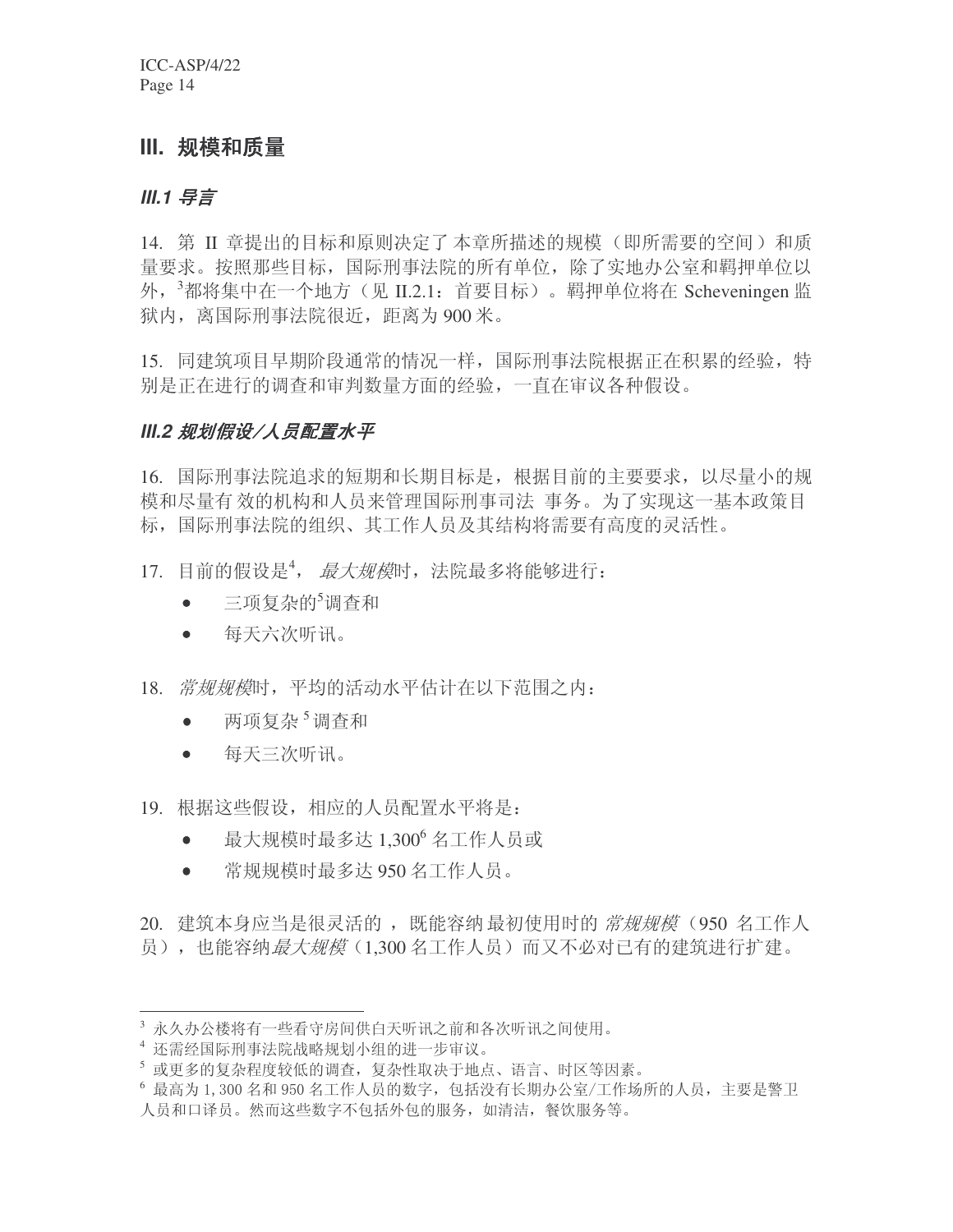## III. 规模和质量

### *III.1 导言*

14. 第 II 章提出的目标和原则决定了本章所描述的规模（即所需要的空间）和质量要求。按照那些目标，国际刑事法院的所有单位，除了实地办公室和羁押单位以外，[3]都将集中在一个地方（见 II.2.1：首要目标）。羁押单位将在 Scheveningen 监狱内，离国际刑事法院很近，距离为 900 米。

15. 同建筑项目早期阶段通常的情况一样，国际刑事法院根据正在积累的经验，特别是正在进行的调查和审判数量方面的经验，一直在审议各种假设。

### *III.2 规划假设/人员配置水平*

16. 国际刑事法院追求的短期和长期目标是，根据目前的主要要求，以尽量小的规模和尽量有效的机构和人员来管理国际刑事司法事务。为了实现这一基本政策目标，国际刑事法院的组织、其工作人员及其结构将需要有高度的灵活性。

17. 目前的假设是[4]，*最大规模*时，法院最多将能够进行：

- 三项复杂的[5]调查和
- 每天六次听讯。

18. *常规规模*时，平均的活动水平估计在以下范围之内：

- 两项复杂[5]调查和
- 每天三次听讯。

19. 根据这些假设，相应的人员配置水平将是：

- 最大规模时最多达 1,300[6] 名工作人员或
- 常规规模时最多达 950 名工作人员。

20. 建筑本身应当是很灵活的，既能容纳最初使用时的*常规规模*（950 名工作人员），也能容纳*最大规模*（1,300 名工作人员）而又不必对已有的建筑进行扩建。

---

[3] 永久办公楼将有一些看守房间供白天听讯之前和各次听讯之间使用。

[4] 还需经国际刑事法院战略规划小组的进一步审议。

[5] 或更多的复杂程度较低的调查，复杂性取决于地点、语言、时区等因素。

[6] 最高为 1,300 名和 950 名工作人员的数字，包括没有长期办公室/工作场所的人员，主要是警卫人员和口译员。然而这些数字不包括外包的服务，如清洁，餐饮服务等。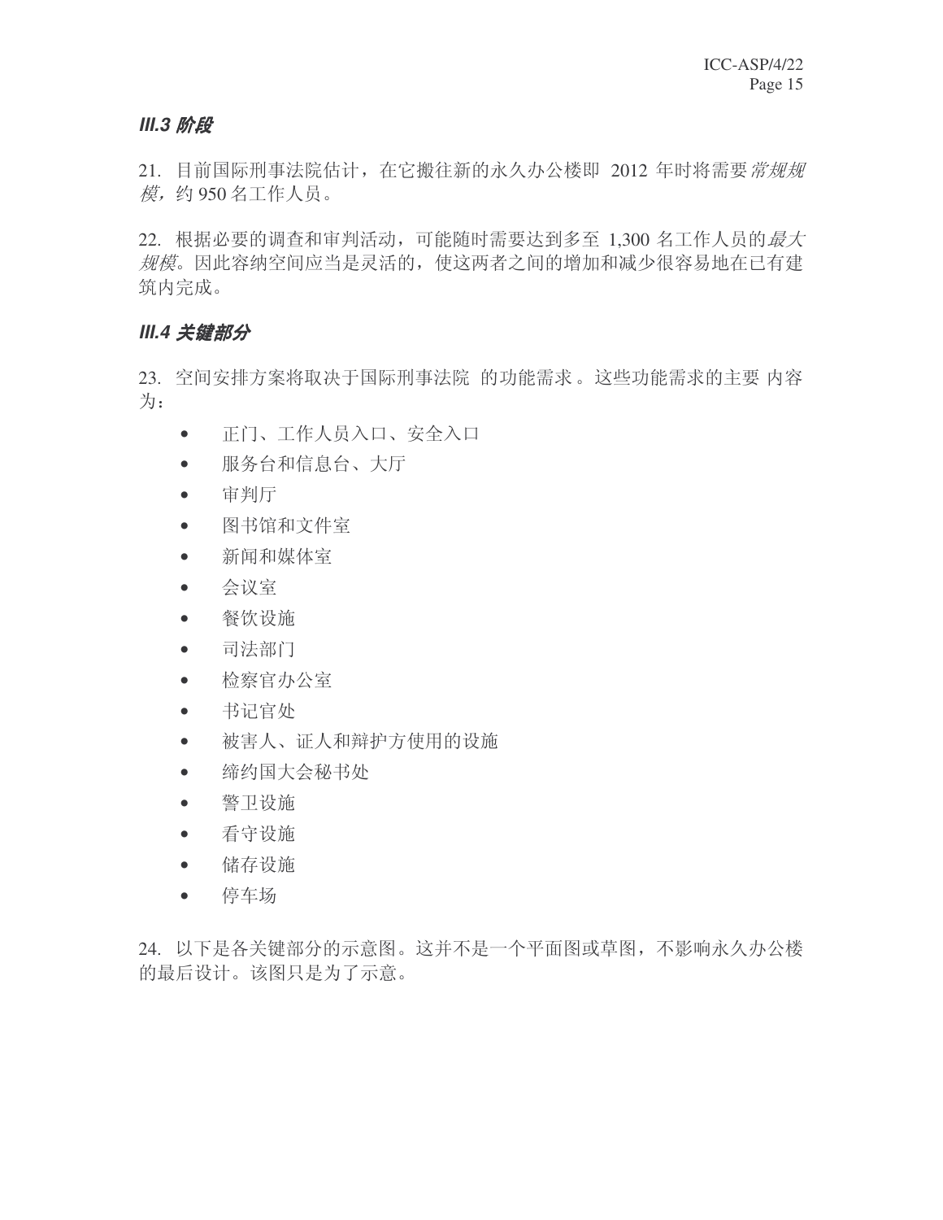### *III.3 阶段*

21. 目前国际刑事法院估计，在它搬往新的永久办公楼即 2012 年时将需要*常规规模*，约 950 名工作人员。

22. 根据必要的调查和审判活动，可能随时需要达到多至 1,300 名工作人员的*最大规模*。因此容纳空间应当是灵活的，使这两者之间的增加和减少很容易地在已有建筑内完成。

### *III.4 关键部分*

23. 空间安排方案将取决于国际刑事法院 的功能需求 。这些功能需求的主要 内容为：

- 正门、工作人员入口、安全入口
- 服务台和信息台、大厅
- 审判厅
- 图书馆和文件室
- 新闻和媒体室
- 会议室
- 餐饮设施
- 司法部门
- 检察官办公室
- 书记官处
- 被害人、证人和辩护方使用的设施
- 缔约国大会秘书处
- 警卫设施
- 看守设施
- 储存设施
- 停车场

24. 以下是各关键部分的示意图。这并不是一个平面图或草图，不影响永久办公楼的最后设计。该图只是为了示意。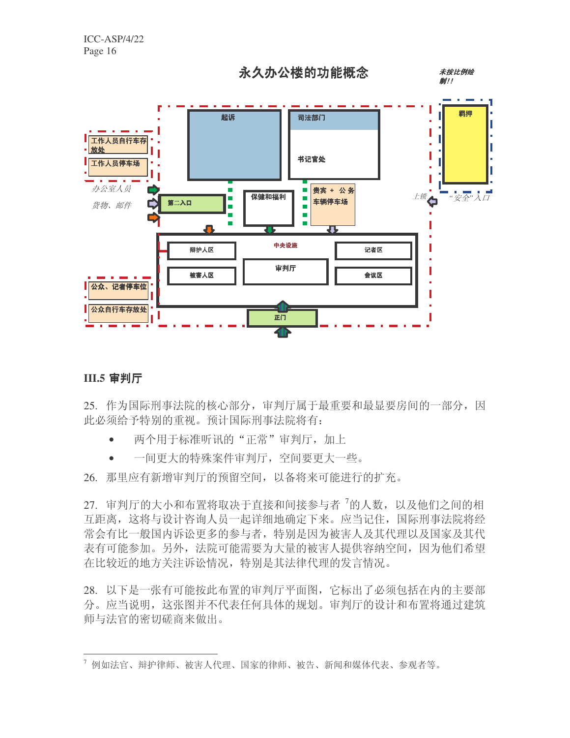## 永久办公楼的功能概念

*未按比例绘制!!*

工作人员自行车存放处

工作人员停车场

办公室人员

货物、邮件

起诉

司法部门

书记官处

羁押

第二入口

保健和福利

贵宾 + 公务车辆停车场

上锁

"安全"入口

中央设施

辩护人区

被害人区

审判厅

记者区

会议区

公众、记者停车位

公众自行车存放处

正门

### III.5 审判厅

25. 作为国际刑事法院的核心部分，审判厅属于最重要和最显要房间的一部分，因此必须给予特别的重视。预计国际刑事法院将有：

- 两个用于标准听讯的"正常"审判厅，加上
- 一间更大的特殊案件审判厅，空间要更大一些。

26. 那里应有新增审判厅的预留空间，以备将来可能进行的扩充。

27. 审判厅的大小和布置将取决于直接和间接参与者[7]的人数，以及他们之间的相互距离，这将与设计咨询人员一起详细地确定下来。应当记住，国际刑事法院将经常会有比一般国内诉讼更多的参与者，特别是因为被害人及其代理以及国家及其代表有可能参加。另外，法院可能需要为大量的被害人提供容纳空间，因为他们希望在比较近的地方关注诉讼情况，特别是其法律代理的发言情况。

28. 以下是一张有可能按此布置的审判厅平面图，它标出了必须包括在内的主要部分。应当说明，这张图并不代表任何具体的规划。审判厅的设计和布置将通过建筑师与法官的密切磋商来做出。

---

[7] 例如法官、辩护律师、被害人代理、国家的律师、被告、新闻和媒体代表、参观者等。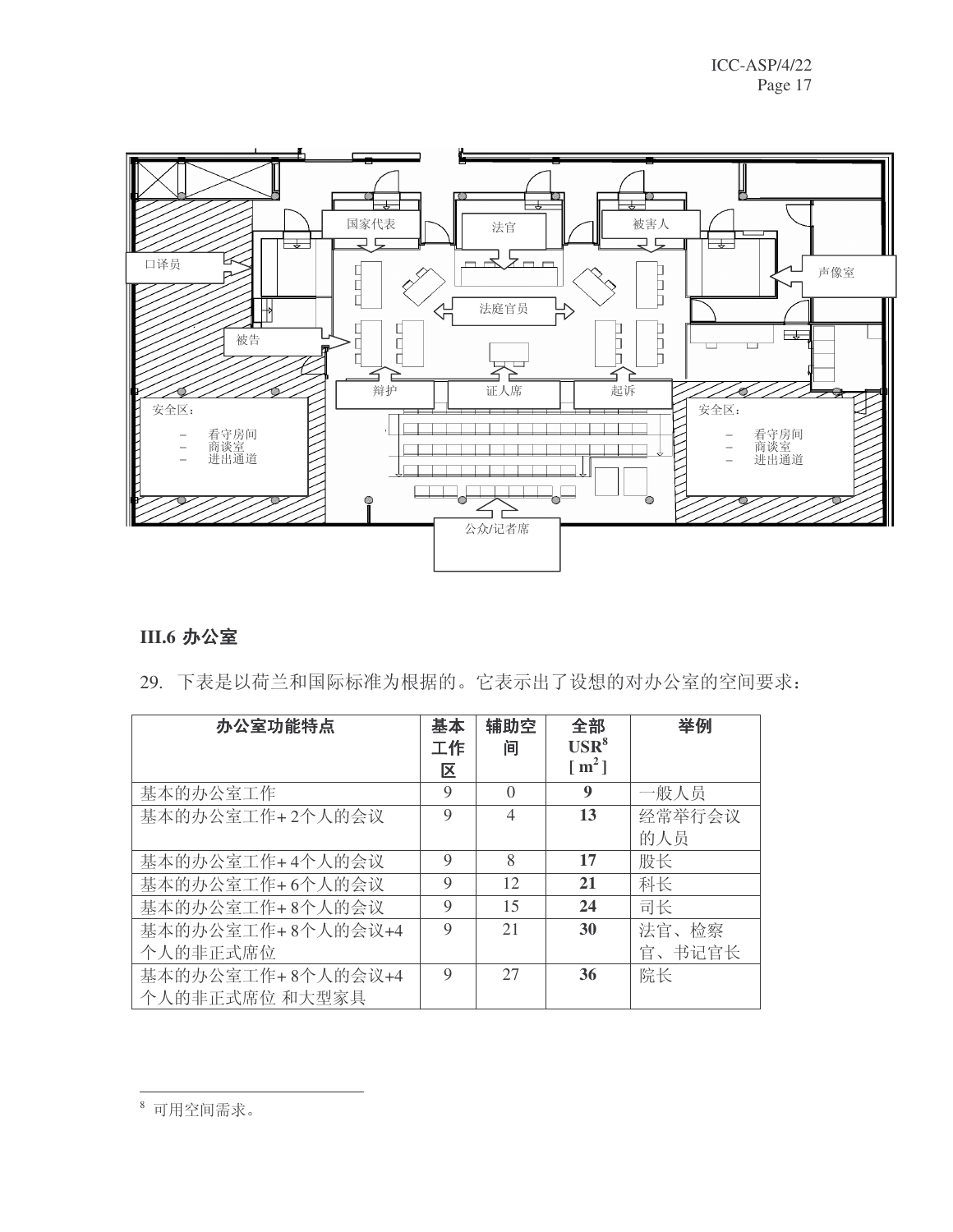### III.6 办公室

29. 下表是以荷兰和国际标准为根据的。它表示出了设想的对办公室的空间要求：

| 办公室功能特点 | 基本工作区 | 辅助空间 | 全部 USR[8] [ $m^2$ ] | 举例 |
|---|---|---|---|---|
| 基本的办公室工作 | 9 | 0 | **9** | 一般人员 |
| 基本的办公室工作+ 2个人的会议 | 9 | 4 | **13** | 经常举行会议的人员 |
| 基本的办公室工作+ 4个人的会议 | 9 | 8 | **17** | 股长 |
| 基本的办公室工作+ 6个人的会议 | 9 | 12 | **21** | 科长 |
| 基本的办公室工作+ 8个人的会议 | 9 | 15 | **24** | 司长 |
| 基本的办公室工作+ 8个人的会议+4个人的非正式席位 | 9 | 21 | **30** | 法官、检察官、书记官长 |
| 基本的办公室工作+ 8个人的会议+4个人的非正式席位 和大型家具 | 9 | 27 | **36** | 院长 |

[8] 可用空间需求。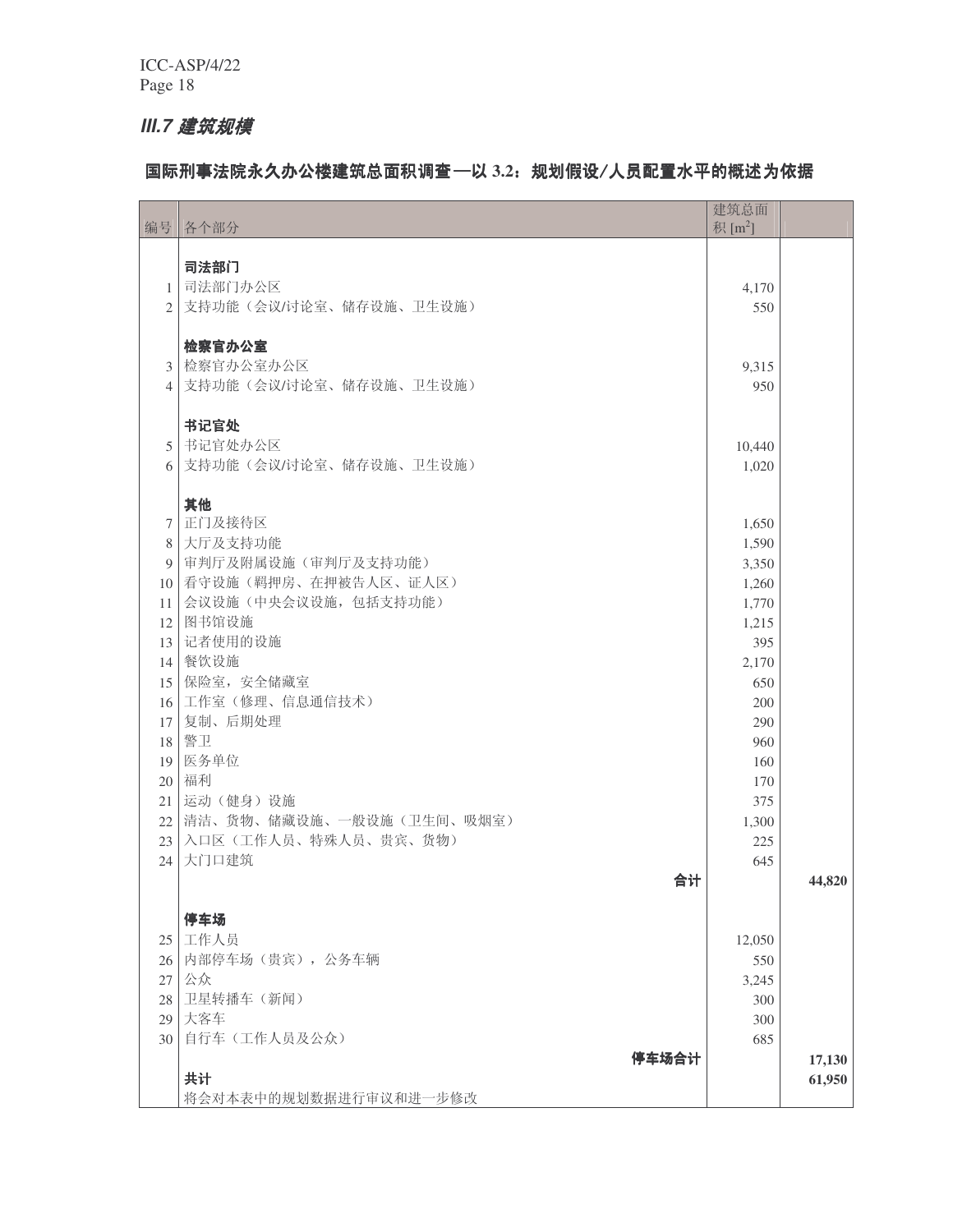## III.7 建筑规模

### 国际刑事法院永久办公楼建筑总面积调查—以 3.2：规划假设/人员配置水平的概述为依据

| 编号 | 各个部分 | 建筑总面积 [m²] | |
|---|---|---|---|
| | **司法部门** | | |
| 1 | 司法部门办公区 | 4,170 | |
| 2 | 支持功能（会议/讨论室、储存设施、卫生设施） | 550 | |
| | **检察官办公室** | | |
| 3 | 检察官办公室办公区 | 9,315 | |
| 4 | 支持功能（会议/讨论室、储存设施、卫生设施） | 950 | |
| | **书记官处** | | |
| 5 | 书记官处办公区 | 10,440 | |
| 6 | 支持功能（会议/讨论室、储存设施、卫生设施） | 1,020 | |
| | **其他** | | |
| 7 | 正门及接待区 | 1,650 | |
| 8 | 大厅及支持功能 | 1,590 | |
| 9 | 审判厅及附属设施（审判厅及支持功能） | 3,350 | |
| 10 | 看守设施（羁押房、在押被告人区、证人区） | 1,260 | |
| 11 | 会议设施（中央会议设施，包括支持功能） | 1,770 | |
| 12 | 图书馆设施 | 1,215 | |
| 13 | 记者使用的设施 | 395 | |
| 14 | 餐饮设施 | 2,170 | |
| 15 | 保险室，安全储藏室 | 650 | |
| 16 | 工作室（修理、信息通信技术） | 200 | |
| 17 | 复制、后期处理 | 290 | |
| 18 | 警卫 | 960 | |
| 19 | 医务单位 | 160 | |
| 20 | 福利 | 170 | |
| 21 | 运动（健身）设施 | 375 | |
| 22 | 清洁、货物、储藏设施、一般设施（卫生间、吸烟室） | 1,300 | |
| 23 | 入口区（工作人员、特殊人员、贵宾、货物） | 225 | |
| 24 | 大门口建筑 | 645 | |
| | **合计** | | **44,820** |
| | **停车场** | | |
| 25 | 工作人员 | 12,050 | |
| 26 | 内部停车场（贵宾），公务车辆 | 550 | |
| 27 | 公众 | 3,245 | |
| 28 | 卫星转播车（新闻） | 300 | |
| 29 | 大客车 | 300 | |
| 30 | 自行车（工作人员及公众） | 685 | |
| | **停车场合计** | | **17,130** |
| | **共计** | | **61,950** |
| | 将会对本表中的规划数据进行审议和进一步修改 | | |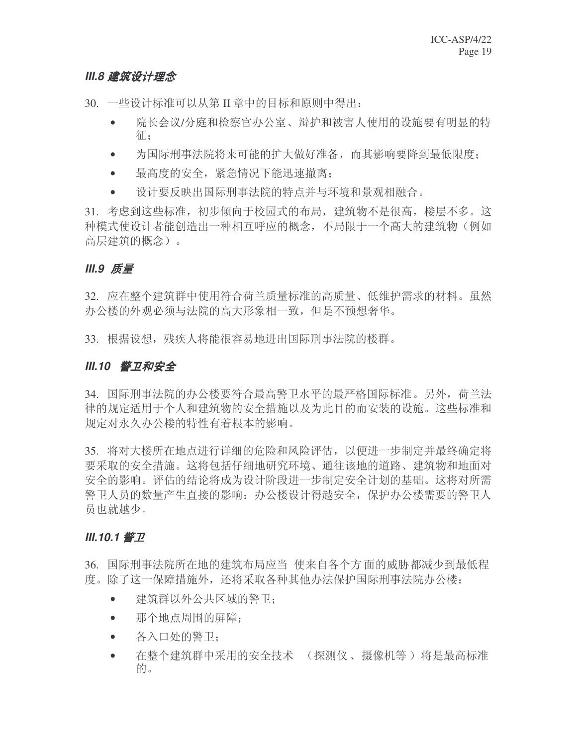### *III.8 建筑设计理念*

30. 一些设计标准可以从第 II 章中的目标和原则中得出：

- 院长会议/分庭和检察官办公室、辩护和被害人使用的设施要有明显的特征；
- 为国际刑事法院将来可能的扩大做好准备，而其影响要降到最低限度；
- 最高度的安全，紧急情况下能迅速撤离；
- 设计要反映出国际刑事法院的特点并与环境和景观相融合。

31. 考虑到这些标准，初步倾向于校园式的布局，建筑物不是很高，楼层不多。这种模式使设计者能创造出一种相互呼应的概念，不局限于一个高大的建筑物（例如高层建筑的概念）。

### *III.9 质量*

32. 应在整个建筑群中使用符合荷兰质量标准的高质量、低维护需求的材料。虽然办公楼的外观必须与法院的高大形象相一致，但是不预想奢华。

33. 根据设想，残疾人将能很容易地进出国际刑事法院的楼群。

### *III.10 警卫和安全*

34. 国际刑事法院的办公楼要符合最高警卫水平的最严格国际标准。另外，荷兰法律的规定适用于个人和建筑物的安全措施以及为此目的而安装的设施。这些标准和规定对永久办公楼的特性有着根本的影响。

35. 将对大楼所在地点进行详细的危险和风险评估，以便进一步制定并最终确定将要采取的安全措施。这将包括仔细地研究环境、通往该地的道路、建筑物和地面对安全的影响。评估的结论将成为设计阶段进一步制定安全计划的基础。这将对所需警卫人员的数量产生直接的影响：办公楼设计得越安全，保护办公楼需要的警卫人员也就越少。

#### *III.10.1 警卫*

36. 国际刑事法院所在地的建筑布局应当使来自各个方面的威胁都减少到最低程度。除了这一保障措施外，还将采取各种其他办法保护国际刑事法院办公楼：

- 建筑群以外公共区域的警卫；
- 那个地点周围的屏障；
- 各入口处的警卫；
- 在整个建筑群中采用的安全技术（探测仪、摄像机等）将是最高标准的。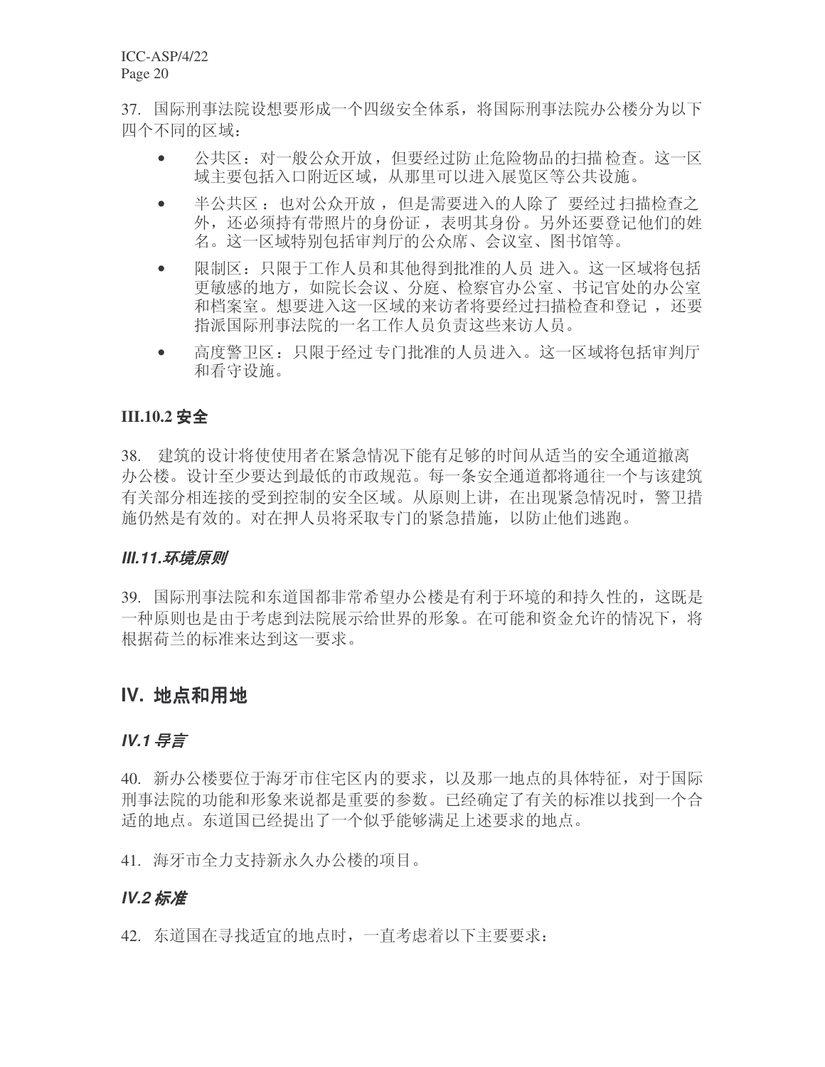37. 国际刑事法院设想要形成一个四级安全体系，将国际刑事法院办公楼分为以下四个不同的区域：

- 公共区：对一般公众开放，但要经过防止危险物品的扫描检查。这一区域主要包括入口附近区域，从那里可以进入展览区等公共设施。
- 半公共区：也对公众开放，但是需要进入的人除了要经过扫描检查之外，还必须持有带照片的身份证，表明其身份。另外还要登记他们的姓名。这一区域特别包括审判厅的公众席、会议室、图书馆等。
- 限制区：只限于工作人员和其他得到批准的人员进入。这一区域将包括更敏感的地方，如院长会议、分庭、检察官办公室、书记官处的办公室和档案室。想要进入这一区域的来访者将要经过扫描检查和登记，还要指派国际刑事法院的一名工作人员负责这些来访人员。
- 高度警卫区：只限于经过专门批准的人员进入。这一区域将包括审判厅和看守设施。

### III.10.2 安全

38. 建筑的设计将使使用者在紧急情况下能有足够的时间从适当的安全通道撤离办公楼。设计至少要达到最低的市政规范。每一条安全通道都将通往一个与该建筑有关部分相连接的受到控制的安全区域。从原则上讲，在出现紧急情况时，警卫措施仍然是有效的。对在押人员将采取专门的紧急措施，以防止他们逃跑。

### *III.11.环境原则*

39. 国际刑事法院和东道国都非常希望办公楼是有利于环境的和持久性的，这既是一种原则也是由于考虑到法院展示给世界的形象。在可能和资金允许的情况下，将根据荷兰的标准来达到这一要求。

## IV. 地点和用地

### *IV.1 导言*

40. 新办公楼要位于海牙市住宅区内的要求，以及那一地点的具体特征，对于国际刑事法院的功能和形象来说都是重要的参数。已经确定了有关的标准以找到一个合适的地点。东道国已经提出了一个似乎能够满足上述要求的地点。

41. 海牙市全力支持新永久办公楼的项目。

### *IV.2 标准*

42. 东道国在寻找适宜的地点时，一直考虑着以下主要要求：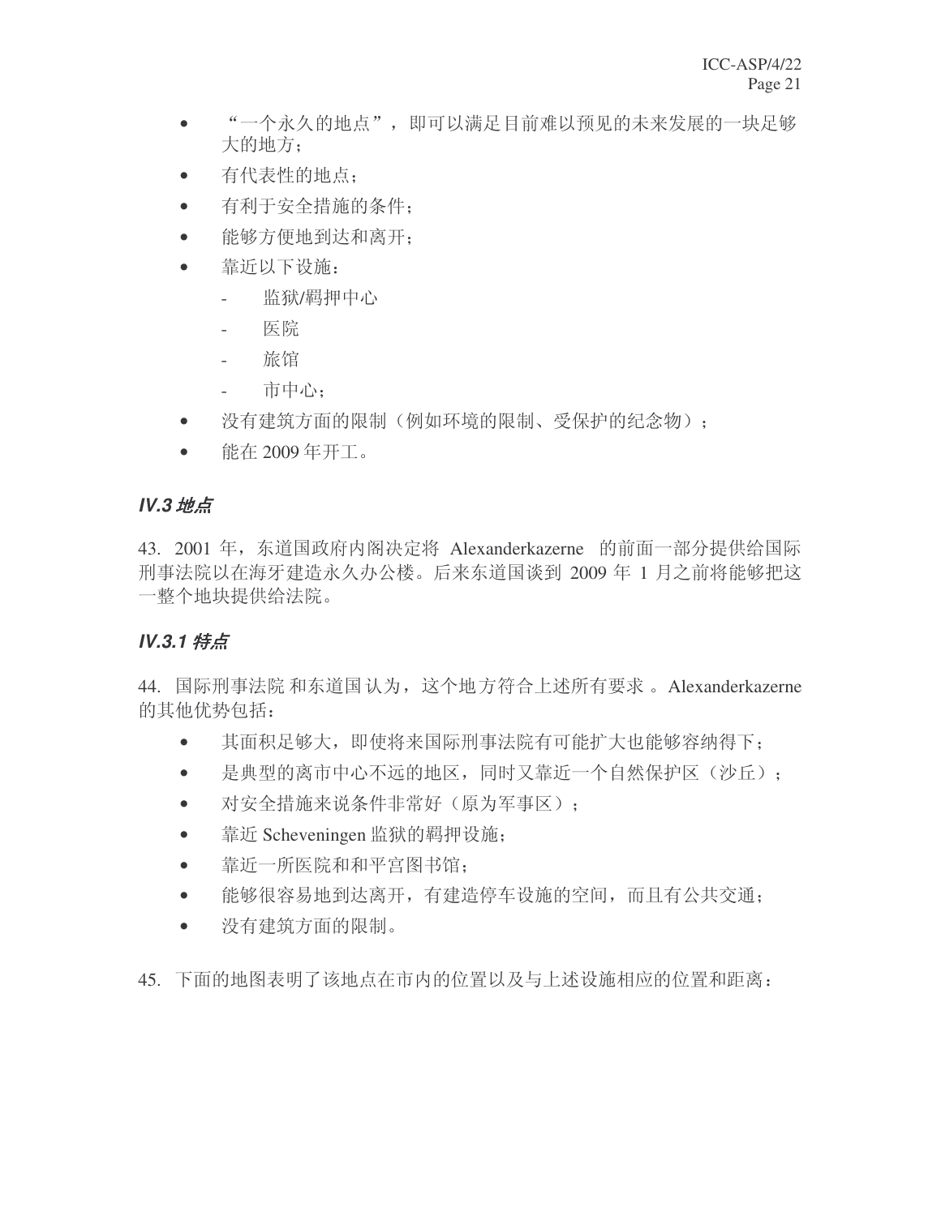- “一个永久的地点”，即可以满足目前难以预见的未来发展的一块足够大的地方；
- 有代表性的地点；
- 有利于安全措施的条件；
- 能够方便地到达和离开；
- 靠近以下设施：
  - 监狱/羁押中心
  - 医院
  - 旅馆
  - 市中心；
- 没有建筑方面的限制（例如环境的限制、受保护的纪念物）；
- 能在 2009 年开工。

### *IV.3 地点*

43. 2001 年，东道国政府内阁决定将 Alexanderkazerne 的前面一部分提供给国际刑事法院以在海牙建造永久办公楼。后来东道国谈到 2009 年 1 月之前将能够把这一整个地块提供给法院。

#### *IV.3.1 特点*

44. 国际刑事法院和东道国认为，这个地方符合上述所有要求。Alexanderkazerne 的其他优势包括：

- 其面积足够大，即使将来国际刑事法院有可能扩大也能够容纳得下；
- 是典型的离市中心不远的地区，同时又靠近一个自然保护区（沙丘）；
- 对安全措施来说条件非常好（原为军事区）；
- 靠近 Scheveningen 监狱的羁押设施；
- 靠近一所医院和和平宫图书馆；
- 能够很容易地到达离开，有建造停车设施的空间，而且有公共交通；
- 没有建筑方面的限制。

45. 下面的地图表明了该地点在市内的位置以及与上述设施相应的位置和距离：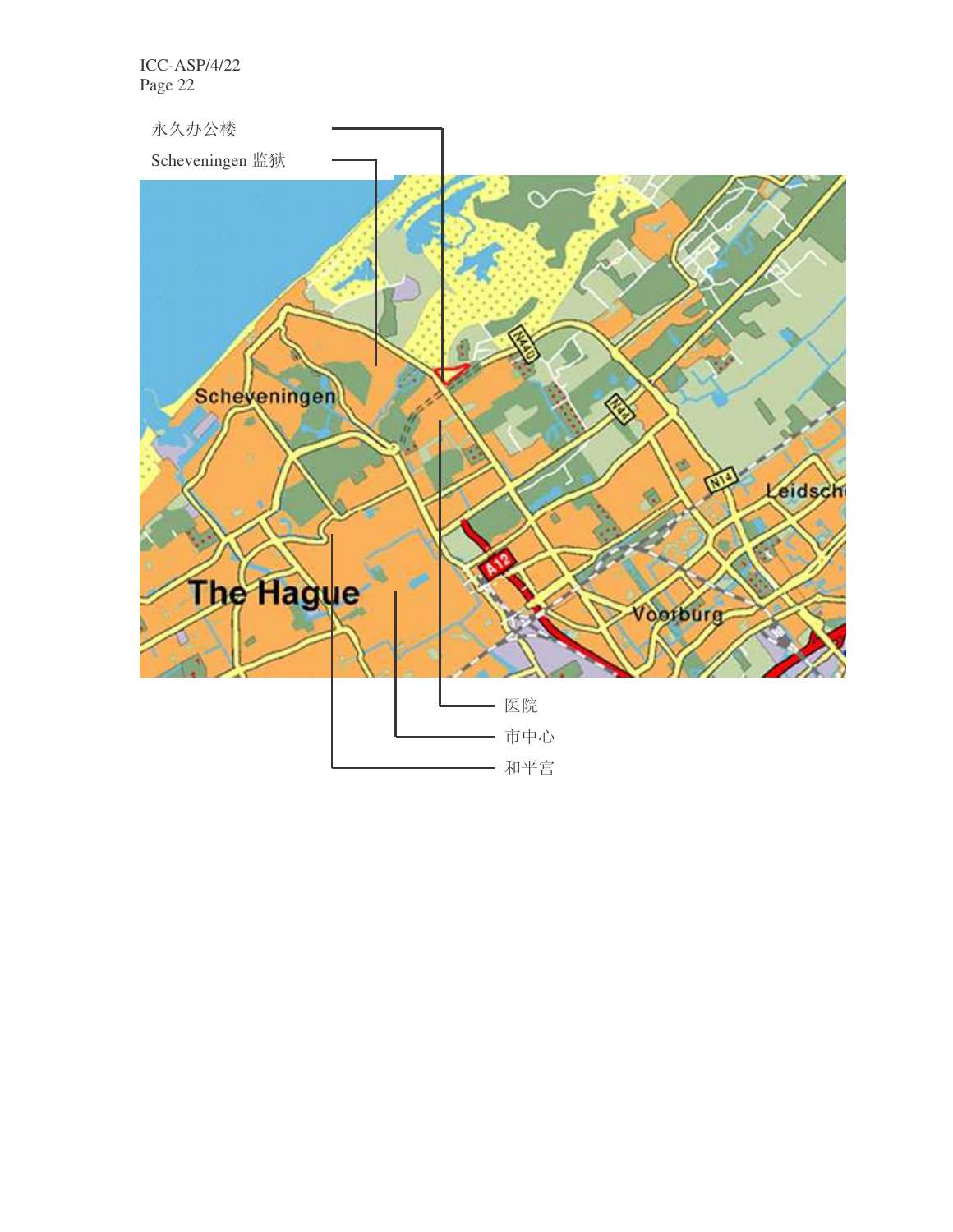永久办公楼

Scheveningen 监狱

医院

市中心

和平宫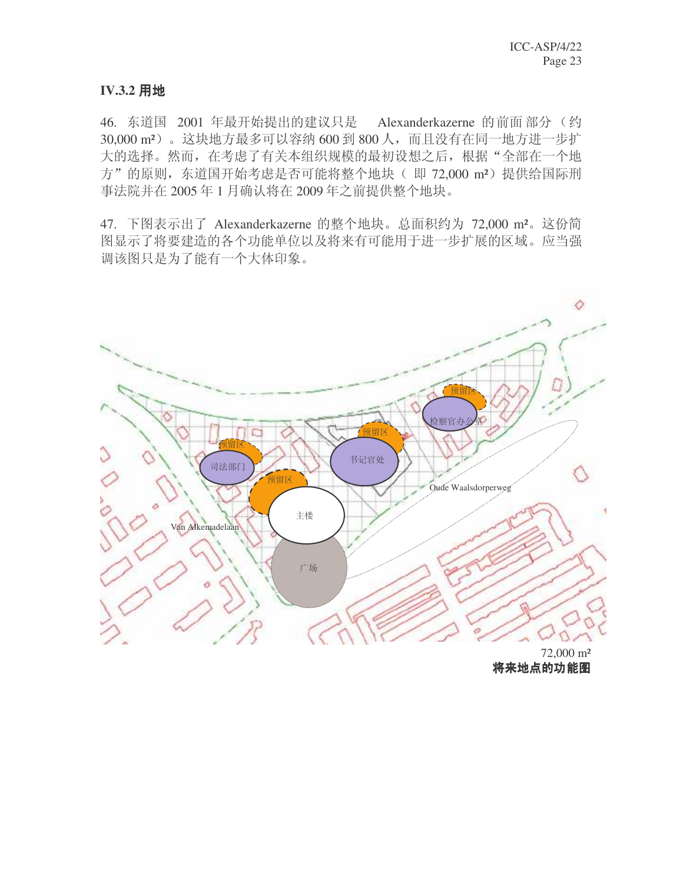### IV.3.2 用地

46. 东道国 2001 年最开始提出的建议只是 Alexanderkazerne 的前面部分（约 30,000 m²）。这块地方最多可以容纳 600 到 800 人，而且没有在同一地方进一步扩大的选择。然而，在考虑了有关本组织规模的最初设想之后，根据"全部在一个地方"的原则，东道国开始考虑是否可能将整个地块（ 即 72,000 m²）提供给国际刑事法院并在 2005 年 1 月确认将在 2009 年之前提供整个地块。

47. 下图表示出了 Alexanderkazerne 的整个地块。总面积约为 72,000 m²。这份简图显示了将要建造的各个功能单位以及将来有可能用于进一步扩展的区域。应当强调该图只是为了能有一个大体印象。

72,000 m²

**将来地点的功能图**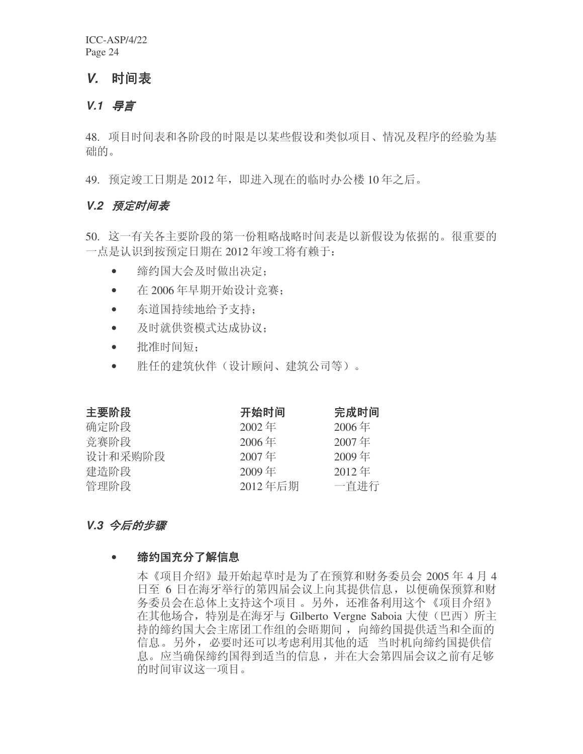## *V.* 时间表

### *V.1 导言*

48. 项目时间表和各阶段的时限是以某些假设和类似项目、情况及程序的经验为基础的。

49. 预定竣工日期是 2012 年，即进入现在的临时办公楼 10 年之后。

### *V.2 预定时间表*

50. 这一有关各主要阶段的第一份粗略战略时间表是以新假设为依据的。很重要的一点是认识到按预定日期在 2012 年竣工将有赖于：

- 缔约国大会及时做出决定；
- 在 2006 年早期开始设计竞赛；
- 东道国持续地给予支持；
- 及时就供资模式达成协议；
- 批准时间短；
- 胜任的建筑伙伴（设计顾问、建筑公司等）。

| **主要阶段** | **开始时间** | **完成时间** |
|---|---|---|
| 确定阶段 | 2002 年 | 2006 年 |
| 竞赛阶段 | 2006 年 | 2007 年 |
| 设计和采购阶段 | 2007 年 | 2009 年 |
| 建造阶段 | 2009 年 | 2012 年 |
| 管理阶段 | 2012 年后期 | 一直进行 |

### *V.3 今后的步骤*

- **缔约国充分了解信息**

  本《项目介绍》最开始起草时是为了在预算和财务委员会 2005 年 4 月 4 日至 6 日在海牙举行的第四届会议上向其提供信息，以便确保预算和财务委员会在总体上支持这个项目 。另外，还准备利用这个《项目介绍》在其他场合，特别是在海牙与 Gilberto Vergne Saboia 大使（巴西）所主持的缔约国大会主席团工作组的会晤期间，向缔约国提供适当和全面的信息。另外，必要时还可以考虑利用其他的适 当时机向缔约国提供信息。应当确保缔约国得到适当的信息，并在大会第四届会议之前有足够的时间审议这一项目。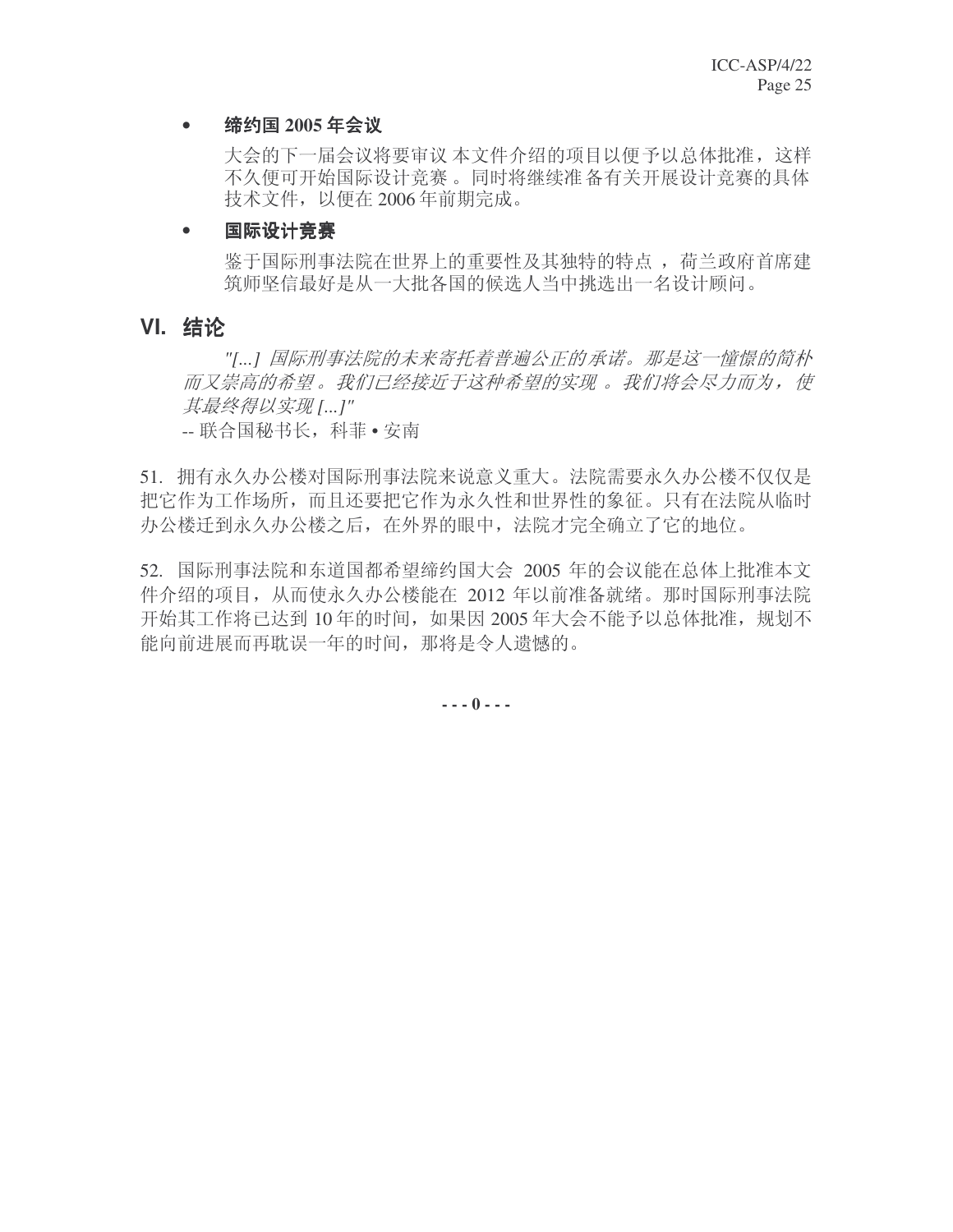- **缔约国 2005 年会议**

  大会的下一届会议将要审议本文件介绍的项目以便予以总体批准，这样不久便可开始国际设计竞赛。同时将继续准备有关开展设计竞赛的具体技术文件，以便在 2006 年前期完成。

- **国际设计竞赛**

  鉴于国际刑事法院在世界上的重要性及其独特的特点，荷兰政府首席建筑师坚信最好是从一大批各国的候选人当中挑选出一名设计顾问。

## VI. 结论

*"[...] 国际刑事法院的未来寄托着普遍公正的承诺。那是这一憧憬的简朴而又崇高的希望。我们已经接近于这种希望的实现。我们将会尽力而为，使其最终得以实现 [...]"*

-- 联合国秘书长，科菲 • 安南

51. 拥有永久办公楼对国际刑事法院来说意义重大。法院需要永久办公楼不仅仅是把它作为工作场所，而且还要把它作为永久性和世界性的象征。只有在法院从临时办公楼迁到永久办公楼之后，在外界的眼中，法院才完全确立了它的地位。

52. 国际刑事法院和东道国都希望缔约国大会 2005 年的会议能在总体上批准本文件介绍的项目，从而使永久办公楼能在 2012 年以前准备就绪。那时国际刑事法院开始其工作将已达到 10 年的时间，如果因 2005 年大会不能予以总体批准，规划不能向前进展而再耽误一年的时间，那将是令人遗憾的。

**- - - 0 - - -**